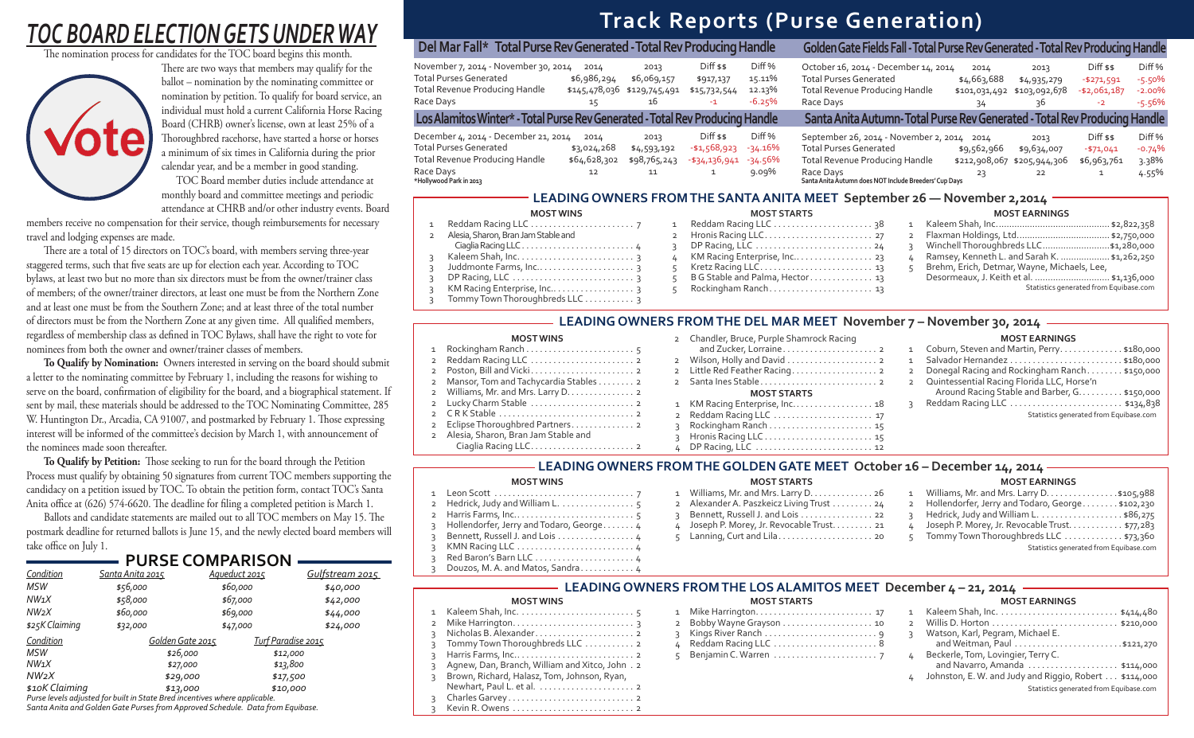# TOC BOARD ELECTION GETS UNDER WAY

The nomination process for candidates for the TOC board begins this month.

There are two ways that members may qualify for the ballot – nomination by the nominating committee or nomination by petition. To qualify for board service, an individual must hold a current California Horse Racing Board (CHRB) owner's license, own at least 25% of a Thoroughbred racehorse, have started a horse or horses a minimum of six times in California during the prior calendar year, and be a member in good standing.

TOC Board member duties include attendance at monthly board and committee meetings and periodic attendance at CHRB and/or other industry events. Board members receive no compensation for their service, though reimbursements for necessary travel and lodging expenses are made.

There are a total of 15 directors on TOC's board, with members serving three-year staggered terms, such that five seats are up for election each year. According to TOC bylaws, at least two but no more than six directors must be from the owner/trainer class of members; of the owner/trainer directors, at least one must be from the Northern Zone and at least one must be from the Southern Zone; and at least three of the total number of directors must be from the Northern Zone at any given time. All qualified members, regardless of membership class as defined in TOC Bylaws, shall have the right to vote for nominees from both the owner and owner/trainer classes of members.

**To Qualify by Nomination:** Owners interested in serving on the board should submit a letter to the nominating committee by February 1, including the reasons for wishing to serve on the board, confirmation of eligibility for the board, and a biographical statement. If sent by mail, these materials should be addressed to the TOC Nominating Committee, 285 W. Huntington Dr., Arcadia, CA 91007, and postmarked by February 1. Those expressing interest will be informed of the committee's decision by March 1, with announcement of the nominees made soon thereafter.

**To Qualify by Petition:** Those seeking to run for the board through the Petition Process must qualify by obtaining 50 signatures from current TOC members supporting the candidacy on a petition issued by TOC. To obtain the petition form, contact TOC's Santa Anita office at (626) 574-6620. The deadline for filing a completed petition is March 1.

Ballots and candidate statements are mailed out to all TOC members on May 15. The postmark deadline for returned ballots is June 15, and the newly elected board members will take office on July 1.

## PURSE COMPARISON

| Condition | Santa Anita 2015 | Aqueduct 2015 | Gulfstream 2015 |
|---|---|---|---|
| MSW | $56,000 | $60,000 | $40,000 |
| NW1X | $58,000 | $67,000 | $42,000 |
| NW2X | $60,000 | $69,000 | $44,000 |
| $25K Claiming | $32,000 | $47,000 | $24,000 |

| Condition | Golden Gate 2015 | Turf Paradise 2015 |
|---|---|---|
| MSW | $26,000 | $12,000 |
| NW1X | $27,000 | $13,800 |
| NW2X | $29,000 | $17,500 |
| $10K Claiming | $13,000 | $10,000 |

*Purse levels adjusted for built in State Bred incentives where applicable.*
*Santa Anita and Golden Gate Purses from Approved Schedule. Data from Equibase.*

# Track Reports (Purse Generation)

### Del Mar Fall* Total Purse Rev Generated - Total Rev Producing Handle

| November 7, 2014 - November 30, 2014 | 2014 | 2013 | Diff $$ | Diff % |
|---|---|---|---|---|
| Total Purses Generated | $6,986,294 | $6,069,157 | $917,137 | 15.11% |
| Total Revenue Producing Handle | $145,478,036 | $129,745,491 | $15,732,544 | 12.13% |
| Race Days | 15 | 16 | -1 | -6.25% |

### Golden Gate Fields Fall - Total Purse Rev Generated - Total Rev Producing Handle

| October 16, 2014 - December 14, 2014 | 2014 | 2013 | Diff $$ | Diff % |
|---|---|---|---|---|
| Total Purses Generated | $4,663,688 | $4,935,279 | -$271,591 | -5.50% |
| Total Revenue Producing Handle | $101,031,492 | $103,092,678 | -$2,061,187 | -2.00% |
| Race Days | 34 | 36 | -2 | -5.56% |

### Los Alamitos Winter* - Total Purse Rev Generated - Total Rev Producing Handle

| December 4, 2014 - December 21, 2014 | 2014 | 2013 | Diff $$ | Diff % |
|---|---|---|---|---|
| Total Purses Generated | $3,024,268 | $4,593,192 | -$1,568,923 | -34.16% |
| Total Revenue Producing Handle | $64,628,302 | $98,765,243 | -$34,136,941 | -34.56% |
| Race Days | 12 | 11 | 1 | 9.09% |

*Hollywood Park in 2013

### Santa Anita Autumn - Total Purse Rev Generated - Total Rev Producing Handle

| September 26, 2014 - November 2, 2014 | 2014 | 2013 | Diff $$ | Diff % |
|---|---|---|---|---|
| Total Purses Generated | $9,562,966 | $9,634,007 | -$71,041 | -0.74% |
| Total Revenue Producing Handle | $212,908,067 | $205,944,306 | $6,963,761 | 3.38% |
| Race Days | 23 | 22 | 1 | 4.55% |

Santa Anita Autumn does NOT include Breeders' Cup Days

## LEADING OWNERS FROM THE SANTA ANITA MEET September 26 — November 2, 2014

**MOST WINS**

1 Reddam Racing LLC . . . 7
2 Alesia, Sharon, Bran Jam Stable and Ciaglia Racing LLC . . . 4
3 Kaleem Shah, Inc. . . . 3
3 Juddmonte Farms, Inc. . . . 3
3 DP Racing, LLC . . . 3
3 KM Racing Enterprise, Inc. . . . 3
3 Tommy Town Thoroughbreds LLC . . . 3

**MOST STARTS**

1 Reddam Racing LLC . . . 38
2 Hronis Racing LLC . . . 27
3 DP Racing, LLC . . . 24
4 KM Racing Enterprise, Inc. . . . 23
5 Kretz Racing LLC . . . 13
5 B G Stable and Palma, Hector . . . 13
5 Rockingham Ranch . . . 13

**MOST EARNINGS**

1 Kaleem Shah, Inc. . . . $2,822,358
2 Flaxman Holdings, Ltd. . . . $2,750,000
3 Winchell Thoroughbreds LLC . . . $1,280,000
4 Ramsey, Kenneth L. and Sarah K. . . . $1,262,250
5 Brehm, Erich, Detmar, Wayne, Michaels, Lee, Desormeaux, J. Keith et al. . . . $1,136,000

Statistics generated from Equibase.com

## LEADING OWNERS FROM THE DEL MAR MEET November 7 – November 30, 2014

**MOST WINS**

1 Rockingham Ranch . . . 5
2 Reddam Racing LLC . . . 2
2 Poston, Bill and Vicki . . . 2
2 Mansor, Tom and Tachycardia Stables . . . 2
2 Williams, Mr. and Mrs. Larry D. . . . 2
2 Lucky Charm Stable . . . 2
2 C R K Stable . . . 2
2 Eclipse Thoroughbred Partners . . . 2
2 Alesia, Sharon, Bran Jam Stable and Ciaglia Racing LLC . . . 2
2 Chandler, Bruce, Purple Shamrock Racing and Zucker, Lorraine . . . 2
2 Wilson, Holly and David . . . 2
2 Little Red Feather Racing . . . 2
2 Santa Ines Stable . . . 2

**MOST STARTS**

1 KM Racing Enterprise, Inc. . . . 18
2 Reddam Racing LLC . . . 17
3 Rockingham Ranch . . . 15
3 Hronis Racing LLC . . . 15
4 DP Racing, LLC . . . 12

**MOST EARNINGS**

1 Coburn, Steven and Martin, Perry . . . $180,000
1 Salvador Hernandez . . . $180,000
2 Donegal Racing and Rockingham Ranch . . . $150,000
2 Quintessential Racing Florida LLC, Horse'n Around Racing Stable and Barber, G. . . . $150,000
3 Reddam Racing LLC . . . $134,838

Statistics generated from Equibase.com

## LEADING OWNERS FROM THE GOLDEN GATE MEET October 16 – December 14, 2014

**MOST WINS**

1 Leon Scott . . . 7
2 Hedrick, Judy and William L. . . . 5
2 Harris Farms, Inc. . . . 5
3 Hollendorfer, Jerry and Todaro, George . . . 4
3 Bennett, Russell J. and Lois . . . 4
3 KMN Racing LLC . . . 4
3 Red Baron's Barn LLC . . . 4
3 Douzos, M. A. and Matos, Sandra . . . 4

**MOST STARTS**

1 Williams, Mr. and Mrs. Larry D. . . . 26
2 Alexander A. Paszkeicz Living Trust . . . 24
3 Bennett, Russell J. and Lois . . . 22
4 Joseph P. Morey, Jr. Revocable Trust . . . 21
5 Lanning, Curt and Lila . . . 20

**MOST EARNINGS**

1 Williams, Mr. and Mrs. Larry D. . . . $105,988
2 Hollendorfer, Jerry and Todaro, George . . . $102,230
3 Hedrick, Judy and William L. . . . $86,275
4 Joseph P. Morey, Jr. Revocable Trust . . . $77,283
5 Tommy Town Thoroughbreds LLC . . . $73,360

Statistics generated from Equibase.com

## LEADING OWNERS FROM THE LOS ALAMITOS MEET December 4 – 21, 2014

**MOST WINS**

1 Kaleem Shah, Inc. . . . 5
2 Mike Harrington . . . 3
3 Nicholas B. Alexander . . . 2
3 Tommy Town Thoroughbreds LLC . . . 2
3 Harris Farms, Inc. . . . 2
3 Agnew, Dan, Branch, William and Xitco, John . 2
3 Brown, Richard, Halasz, Tom, Johnson, Ryan, Newhart, Paul L. et al. . . . 2
3 Charles Garvey . . . 2
3 Kevin R. Owens . . . 2

**MOST STARTS**

1 Mike Harrington . . . 17
2 Bobby Wayne Grayson . . . 10
3 Kings River Ranch . . . 9
4 Reddam Racing LLC . . . 8
5 Benjamin C. Warren . . . 7

**MOST EARNINGS**

1 Kaleem Shah, Inc. . . . $414,480
2 Willis D. Horton . . . $210,000
3 Watson, Karl, Pegram, Michael E. and Weitman, Paul . . . $121,270
4 Beckerle, Tom, Lovingier, Terry C. and Navarro, Amanda . . . $114,000
4 Johnston, E. W. and Judy and Riggio, Robert . . . $114,000

Statistics generated from Equibase.com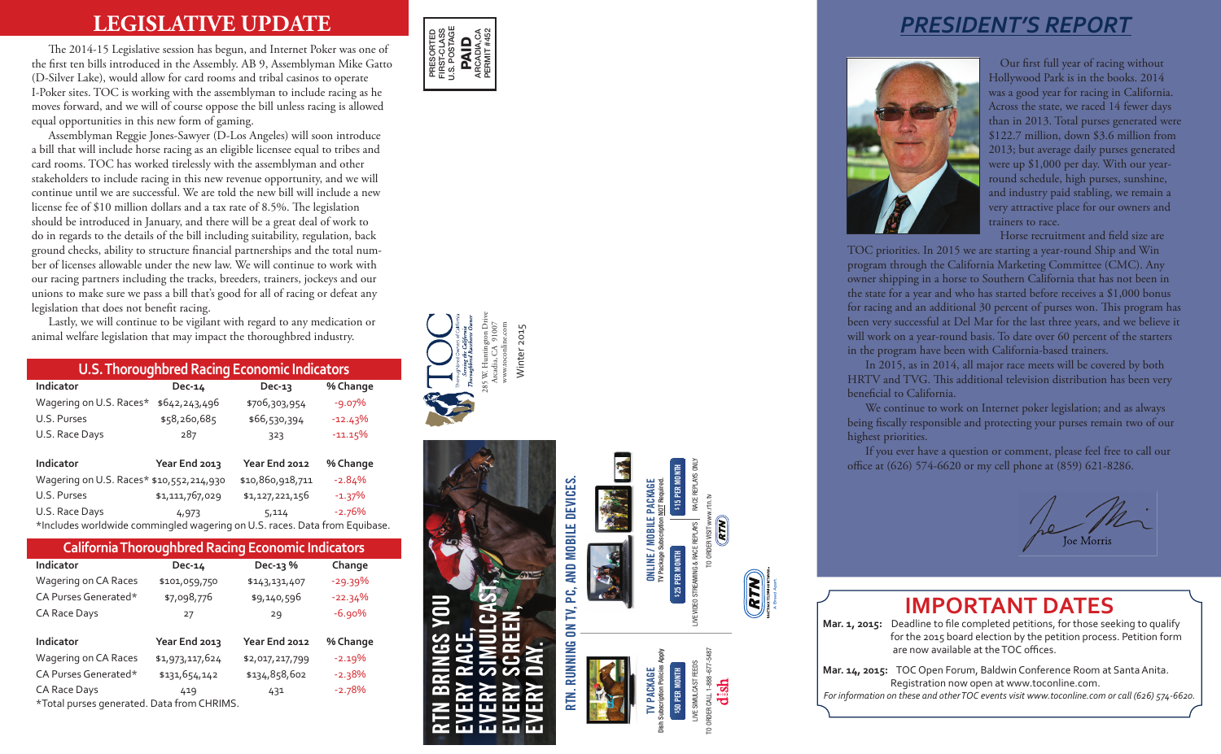# LEGISLATIVE UPDATE

The 2014-15 Legislative session has begun, and Internet Poker was one of the first ten bills introduced in the Assembly. AB 9, Assemblyman Mike Gatto (D-Silver Lake), would allow for card rooms and tribal casinos to operate I-Poker sites. TOC is working with the assemblyman to include racing as he moves forward, and we will of course oppose the bill unless racing is allowed equal opportunities in this new form of gaming.

Assemblyman Reggie Jones-Sawyer (D-Los Angeles) will soon introduce a bill that will include horse racing as an eligible licensee equal to tribes and card rooms. TOC has worked tirelessly with the assemblyman and other stakeholders to include racing in this new revenue opportunity, and we will continue until we are successful. We are told the new bill will include a new license fee of $10 million dollars and a tax rate of 8.5%. The legislation should be introduced in January, and there will be a great deal of work to do in regards to the details of the bill including suitability, regulation, back ground checks, ability to structure financial partnerships and the total number of licenses allowable under the new law. We will continue to work with our racing partners including the tracks, breeders, trainers, jockeys and our unions to make sure we pass a bill that's good for all of racing or defeat any legislation that does not benefit racing.

Lastly, we will continue to be vigilant with regard to any medication or animal welfare legislation that may impact the thoroughbred industry.

## U.S. Thoroughbred Racing Economic Indicators

| Indicator | Dec-14 | Dec-13 | % Change |
|---|---|---|---|
| Wagering on U.S. Races* | $642,243,496 | $706,303,954 | -9.07% |
| U.S. Purses | $58,260,685 | $66,530,394 | -12.43% |
| U.S. Race Days | 287 | 323 | -11.15% |

| Indicator | Year End 2013 | Year End 2012 | % Change |
|---|---|---|---|
| Wagering on U.S. Races* | $10,552,214,930 | $10,860,918,711 | -2.84% |
| U.S. Purses | $1,111,767,029 | $1,127,221,156 | -1.37% |
| U.S. Race Days | 4,973 | 5,114 | -2.76% |

*Includes worldwide commingled wagering on U.S. races. Data from Equibase.

## California Thoroughbred Racing Economic Indicators

| Indicator | Dec-14 | Dec-13 % | Change |
|---|---|---|---|
| Wagering on CA Races | $101,059,750 | $143,131,407 | -29.39% |
| CA Purses Generated* | $7,098,776 | $9,140,596 | -22.34% |
| CA Race Days | 27 | 29 | -6.90% |

| Indicator | Year End 2013 | Year End 2012 | % Change |
|---|---|---|---|
| Wagering on CA Races | $1,973,117,624 | $2,017,217,799 | -2.19% |
| CA Purses Generated* | $131,654,142 | $134,858,602 | -2.38% |
| CA Race Days | 419 | 431 | -2.78% |

*Total purses generated. Data from CHRIMS.

PRESORTED FIRST-CLASS U.S. POSTAGE **PAID** ARCADIA, CA PERMIT #452

TOC
Thoroughbred Owners of California
*Serving the California Thoroughbred Racehorse Owner*
285 W. Huntington Drive
Arcadia, CA 91007
www.toconline.com

Winter 2015

**RTN BRINGS YOU EVERY RACE, EVERY SIMULCAST, EVERY SCREEN, EVERY DAY.**

**RTN. RUNNING ON TV, PC, AND MOBILE DEVICES.**

**TV PACKAGE**
Dish Subscription Policies Apply
$50 PER MONTH
LIVE SIMULCAST FEEDS
TO ORDER CALL 1-888-677-5487
dish

**ONLINE / MOBILE PACKAGE**
TV Package Subscription NOT Required.
$25 PER MONTH
LIVE VIDEO STREAMING & RACE REPLAYS
$15 PER MONTH
RACE REPLAYS ONLY
TO ORDER VISIT www.rtn.tv

RTN

# PRESIDENT'S REPORT

Our first full year of racing without Hollywood Park is in the books. 2014 was a good year for racing in California. Across the state, we raced 14 fewer days than in 2013. Total purses generated were $122.7 million, down $3.6 million from 2013; but average daily purses generated were up $1,000 per day. With our year-round schedule, high purses, sunshine, and industry paid stabling, we remain a very attractive place for our owners and trainers to race.

Horse recruitment and field size are TOC priorities. In 2015 we are starting a year-round Ship and Win program through the California Marketing Committee (CMC). Any owner shipping in to Southern California that has not been in the state for a year and who has started before receives a $1,000 bonus for racing and an additional 30 percent of purses won. This program has been very successful at Del Mar for the last three years, and we believe it will work on a year-round basis. To date over 60 percent of the starters in the program have been with California-based trainers.

In 2015, as in 2014, all major race meets will be covered by both HRTV and TVG. This additional television distribution has been very beneficial to California.

We continue to work on Internet poker legislation; and as always being fiscally responsible and protecting your purses remain two of our highest priorities.

If you ever have a question or comment, please feel free to call our office at (626) 574-6620 or my cell phone at (859) 621-8286.

Joe Morris

# IMPORTANT DATES

**Mar. 1, 2015:** Deadline to file completed petitions, for those seeking to qualify for the 2015 board election by the petition process. Petition form are now available at the TOC offices.

**Mar. 14, 2015:** TOC Open Forum, Baldwin Conference Room at Santa Anita. Registration now open at www.toconline.com.

*For information on these and other TOC events visit www.toconline.com or call (626) 574-6620.*